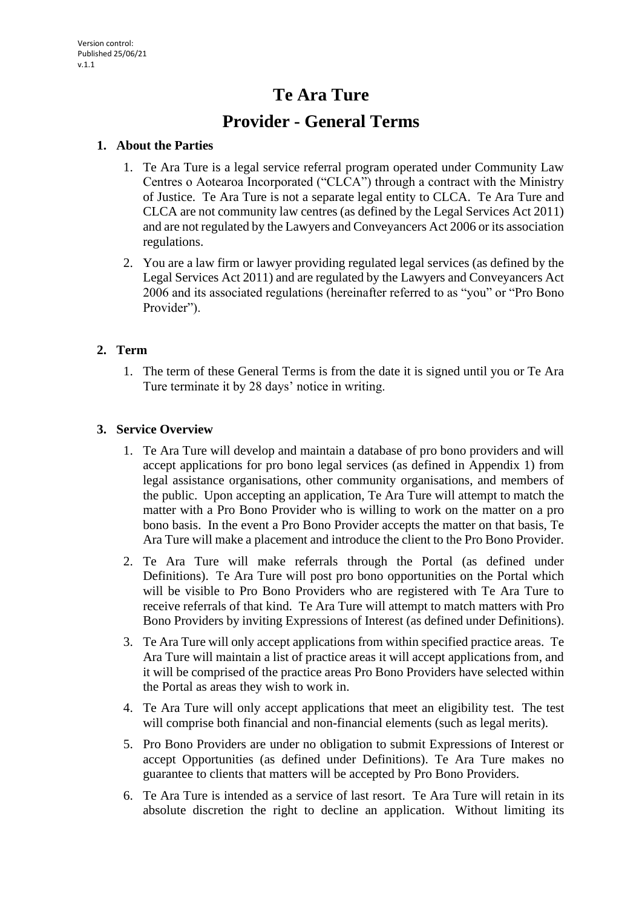Version control:
Published 25/06/21
v.1.1

# Te Ara Ture

# Provider - General Terms

## 1. About the Parties

1. Te Ara Ture is a legal service referral program operated under Community Law Centres o Aotearoa Incorporated ("CLCA") through a contract with the Ministry of Justice. Te Ara Ture is not a separate legal entity to CLCA. Te Ara Ture and CLCA are not community law centres (as defined by the Legal Services Act 2011) and are not regulated by the Lawyers and Conveyancers Act 2006 or its association regulations.
2. You are a law firm or lawyer providing regulated legal services (as defined by the Legal Services Act 2011) and are regulated by the Lawyers and Conveyancers Act 2006 and its associated regulations (hereinafter referred to as "you" or "Pro Bono Provider").

## 2. Term

1. The term of these General Terms is from the date it is signed until you or Te Ara Ture terminate it by 28 days' notice in writing.

## 3. Service Overview

1. Te Ara Ture will develop and maintain a database of pro bono providers and will accept applications for pro bono legal services (as defined in Appendix 1) from legal assistance organisations, other community organisations, and members of the public. Upon accepting an application, Te Ara Ture will attempt to match the matter with a Pro Bono Provider who is willing to work on the matter on a pro bono basis. In the event a Pro Bono Provider accepts the matter on that basis, Te Ara Ture will make a placement and introduce the client to the Pro Bono Provider.
2. Te Ara Ture will make referrals through the Portal (as defined under Definitions). Te Ara Ture will post pro bono opportunities on the Portal which will be visible to Pro Bono Providers who are registered with Te Ara Ture to receive referrals of that kind. Te Ara Ture will attempt to match matters with Pro Bono Providers by inviting Expressions of Interest (as defined under Definitions).
3. Te Ara Ture will only accept applications from within specified practice areas. Te Ara Ture will maintain a list of practice areas it will accept applications from, and it will be comprised of the practice areas Pro Bono Providers have selected within the Portal as areas they wish to work in.
4. Te Ara Ture will only accept applications that meet an eligibility test. The test will comprise both financial and non-financial elements (such as legal merits).
5. Pro Bono Providers are under no obligation to submit Expressions of Interest or accept Opportunities (as defined under Definitions). Te Ara Ture makes no guarantee to clients that matters will be accepted by Pro Bono Providers.
6. Te Ara Ture is intended as a service of last resort. Te Ara Ture will retain in its absolute discretion the right to decline an application. Without limiting its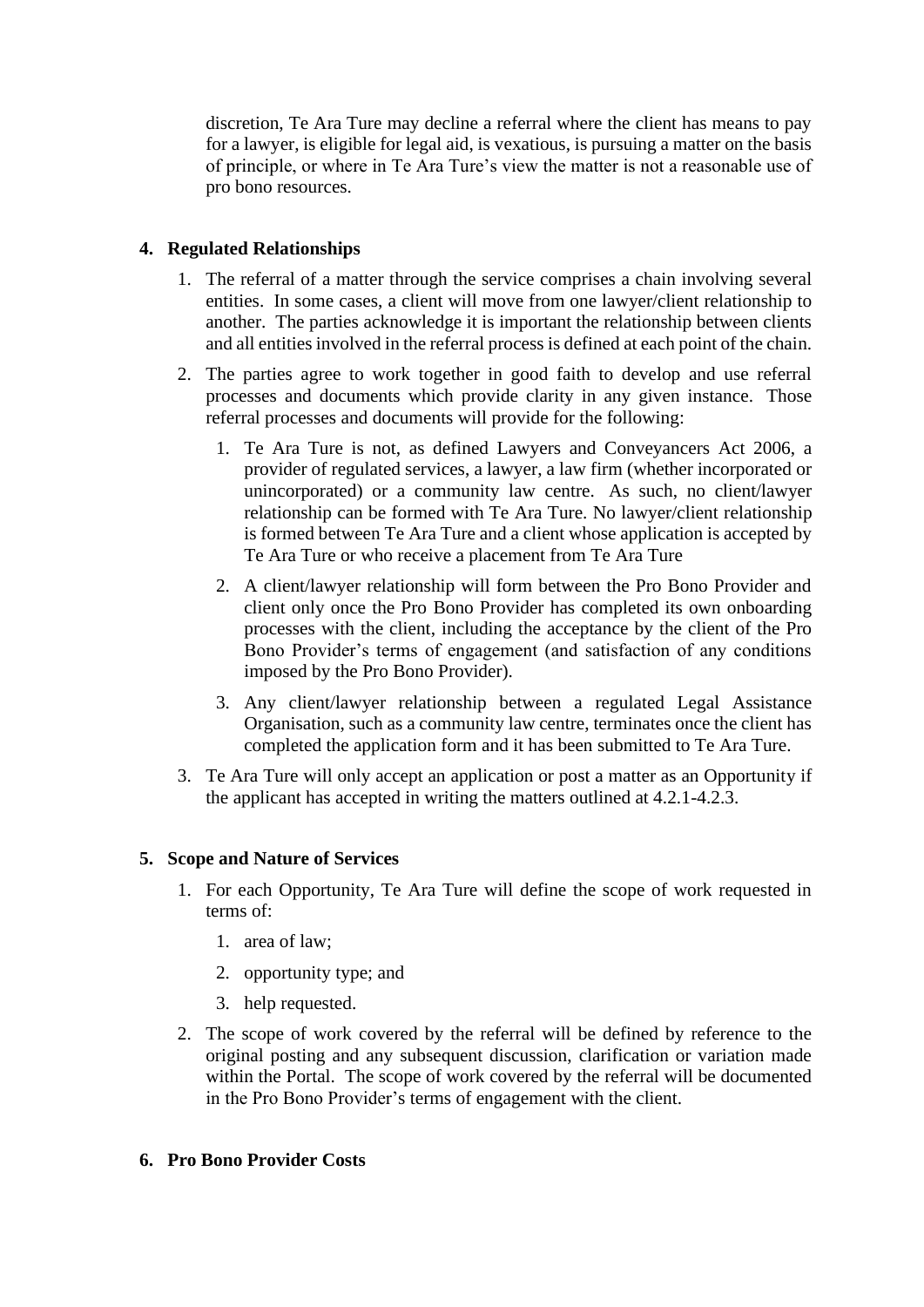discretion, Te Ara Ture may decline a referral where the client has means to pay for a lawyer, is eligible for legal aid, is vexatious, is pursuing a matter on the basis of principle, or where in Te Ara Ture's view the matter is not a reasonable use of pro bono resources.

## 4. Regulated Relationships

1. The referral of a matter through the service comprises a chain involving several entities. In some cases, a client will move from one lawyer/client relationship to another. The parties acknowledge it is important the relationship between clients and all entities involved in the referral process is defined at each point of the chain.
2. The parties agree to work together in good faith to develop and use referral processes and documents which provide clarity in any given instance. Those referral processes and documents will provide for the following:
   1. Te Ara Ture is not, as defined Lawyers and Conveyancers Act 2006, a provider of regulated services, a lawyer, a law firm (whether incorporated or unincorporated) or a community law centre. As such, no client/lawyer relationship can be formed with Te Ara Ture. No lawyer/client relationship is formed between Te Ara Ture and a client whose application is accepted by Te Ara Ture or who receive a placement from Te Ara Ture
   2. A client/lawyer relationship will form between the Pro Bono Provider and client only once the Pro Bono Provider has completed its own onboarding processes with the client, including the acceptance by the client of the Pro Bono Provider's terms of engagement (and satisfaction of any conditions imposed by the Pro Bono Provider).
   3. Any client/lawyer relationship between a regulated Legal Assistance Organisation, such as a community law centre, terminates once the client has completed the application form and it has been submitted to Te Ara Ture.
3. Te Ara Ture will only accept an application or post a matter as an Opportunity if the applicant has accepted in writing the matters outlined at 4.2.1-4.2.3.

## 5. Scope and Nature of Services

1. For each Opportunity, Te Ara Ture will define the scope of work requested in terms of:
   1. area of law;
   2. opportunity type; and
   3. help requested.
2. The scope of work covered by the referral will be defined by reference to the original posting and any subsequent discussion, clarification or variation made within the Portal. The scope of work covered by the referral will be documented in the Pro Bono Provider's terms of engagement with the client.

## 6. Pro Bono Provider Costs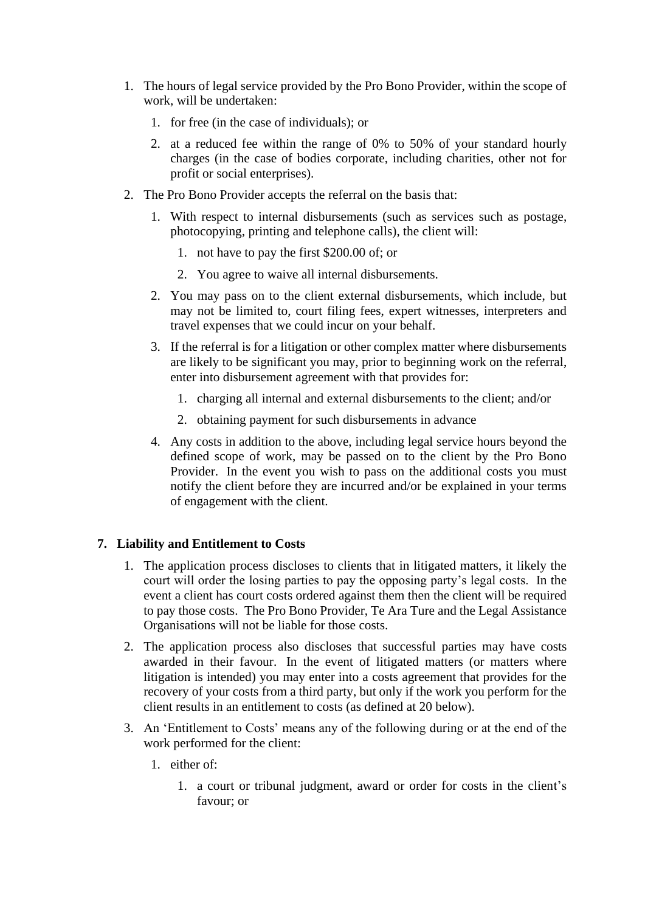1. The hours of legal service provided by the Pro Bono Provider, within the scope of work, will be undertaken:
    1. for free (in the case of individuals); or
    2. at a reduced fee within the range of 0% to 50% of your standard hourly charges (in the case of bodies corporate, including charities, other not for profit or social enterprises).
2. The Pro Bono Provider accepts the referral on the basis that:
    1. With respect to internal disbursements (such as services such as postage, photocopying, printing and telephone calls), the client will:
        1. not have to pay the first $200.00 of; or
        2. You agree to waive all internal disbursements.
    2. You may pass on to the client external disbursements, which include, but may not be limited to, court filing fees, expert witnesses, interpreters and travel expenses that we could incur on your behalf.
    3. If the referral is for a litigation or other complex matter where disbursements are likely to be significant you may, prior to beginning work on the referral, enter into disbursement agreement with that provides for:
        1. charging all internal and external disbursements to the client; and/or
        2. obtaining payment for such disbursements in advance
    4. Any costs in addition to the above, including legal service hours beyond the defined scope of work, may be passed on to the client by the Pro Bono Provider. In the event you wish to pass on the additional costs you must notify the client before they are incurred and/or be explained in your terms of engagement with the client.

## 7. Liability and Entitlement to Costs

1. The application process discloses to clients that in litigated matters, it likely the court will order the losing parties to pay the opposing party's legal costs. In the event a client has court costs ordered against them then the client will be required to pay those costs. The Pro Bono Provider, Te Ara Ture and the Legal Assistance Organisations will not be liable for those costs.
2. The application process also discloses that successful parties may have costs awarded in their favour. In the event of litigated matters (or matters where litigation is intended) you may enter into a costs agreement that provides for the recovery of your costs from a third party, but only if the work you perform for the client results in an entitlement to costs (as defined at 20 below).
3. An 'Entitlement to Costs' means any of the following during or at the end of the work performed for the client:
    1. either of:
        1. a court or tribunal judgment, award or order for costs in the client's favour; or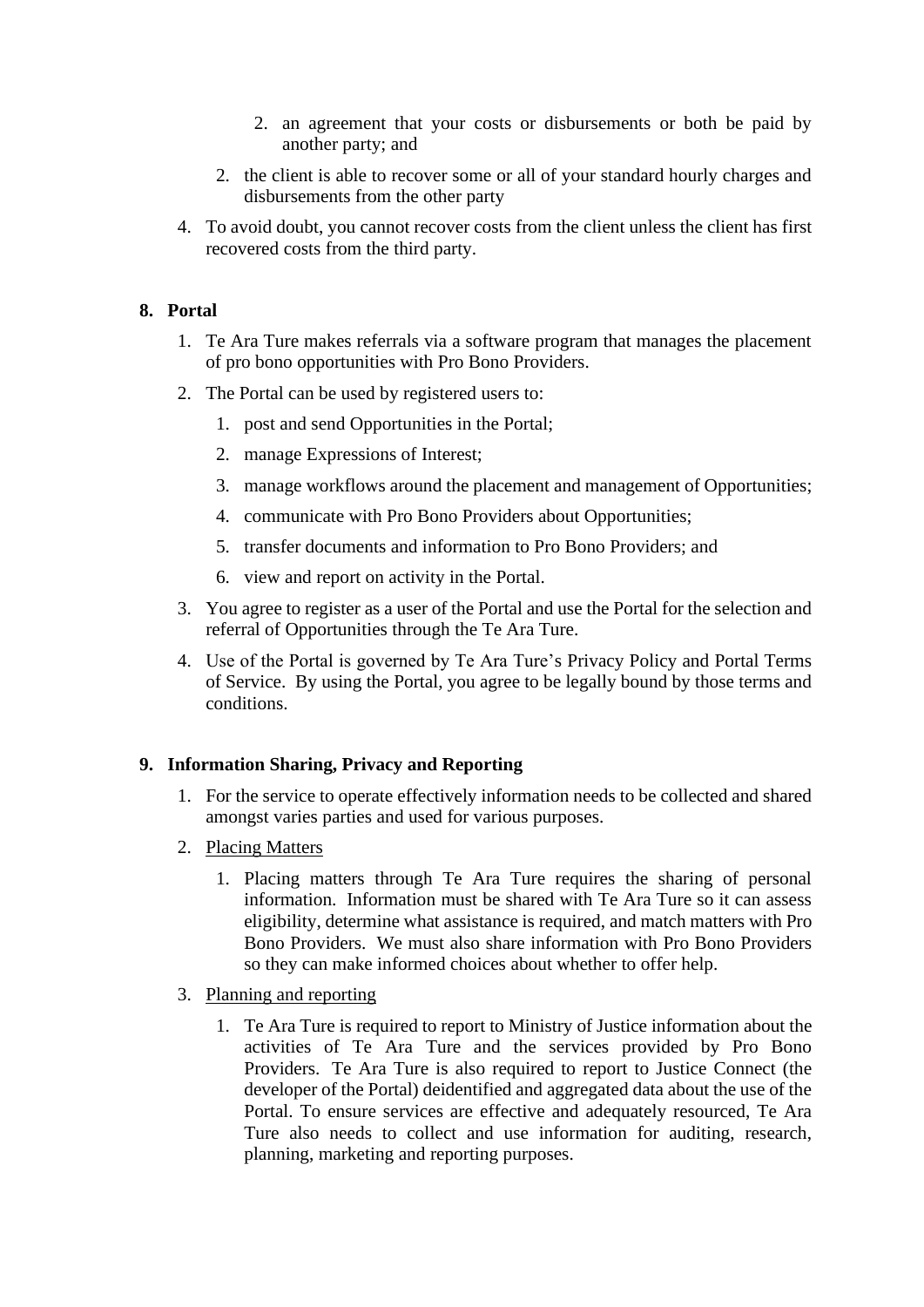2. an agreement that your costs or disbursements or both be paid by another party; and

  2. the client is able to recover some or all of your standard hourly charges and disbursements from the other party

4. To avoid doubt, you cannot recover costs from the client unless the client has first recovered costs from the third party.

**8. Portal**

1. Te Ara Ture makes referrals via a software program that manages the placement of pro bono opportunities with Pro Bono Providers.
2. The Portal can be used by registered users to:
   1. post and send Opportunities in the Portal;
   2. manage Expressions of Interest;
   3. manage workflows around the placement and management of Opportunities;
   4. communicate with Pro Bono Providers about Opportunities;
   5. transfer documents and information to Pro Bono Providers; and
   6. view and report on activity in the Portal.
3. You agree to register as a user of the Portal and use the Portal for the selection and referral of Opportunities through the Te Ara Ture.
4. Use of the Portal is governed by Te Ara Ture's Privacy Policy and Portal Terms of Service. By using the Portal, you agree to be legally bound by those terms and conditions.

**9. Information Sharing, Privacy and Reporting**

1. For the service to operate effectively information needs to be collected and shared amongst varies parties and used for various purposes.
2. <u>Placing Matters</u>
   1. Placing matters through Te Ara Ture requires the sharing of personal information. Information must be shared with Te Ara Ture so it can assess eligibility, determine what assistance is required, and match matters with Pro Bono Providers. We must also share information with Pro Bono Providers so they can make informed choices about whether to offer help.
3. <u>Planning and reporting</u>
   1. Te Ara Ture is required to report to Ministry of Justice information about the activities of Te Ara Ture and the services provided by Pro Bono Providers. Te Ara Ture is also required to report to Justice Connect (the developer of the Portal) deidentified and aggregated data about the use of the Portal. To ensure services are effective and adequately resourced, Te Ara Ture also needs to collect and use information for auditing, research, planning, marketing and reporting purposes.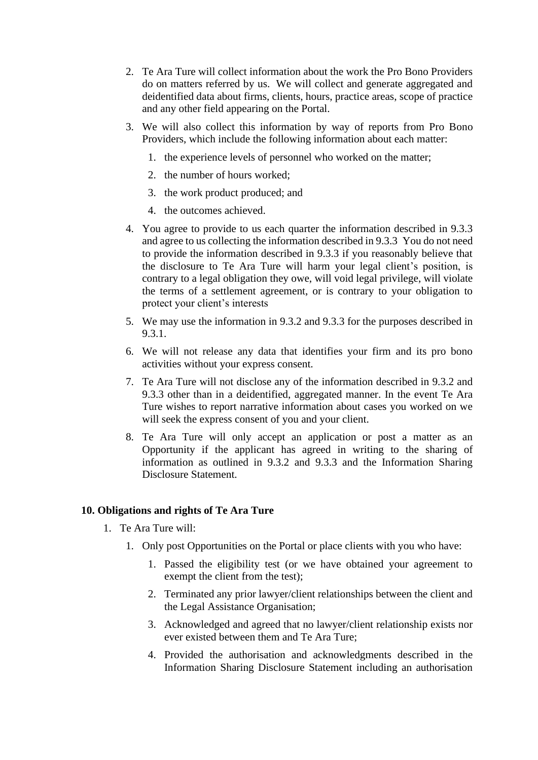2. Te Ara Ture will collect information about the work the Pro Bono Providers do on matters referred by us. We will collect and generate aggregated and deidentified data about firms, clients, hours, practice areas, scope of practice and any other field appearing on the Portal.

3. We will also collect this information by way of reports from Pro Bono Providers, which include the following information about each matter:

    1. the experience levels of personnel who worked on the matter;

    2. the number of hours worked;

    3. the work product produced; and

    4. the outcomes achieved.

4. You agree to provide to us each quarter the information described in 9.3.3 and agree to us collecting the information described in 9.3.3 You do not need to provide the information described in 9.3.3 if you reasonably believe that the disclosure to Te Ara Ture will harm your legal client's position, is contrary to a legal obligation they owe, will void legal privilege, will violate the terms of a settlement agreement, or is contrary to your obligation to protect your client's interests

5. We may use the information in 9.3.2 and 9.3.3 for the purposes described in 9.3.1.

6. We will not release any data that identifies your firm and its pro bono activities without your express consent.

7. Te Ara Ture will not disclose any of the information described in 9.3.2 and 9.3.3 other than in a deidentified, aggregated manner. In the event Te Ara Ture wishes to report narrative information about cases you worked on we will seek the express consent of you and your client.

8. Te Ara Ture will only accept an application or post a matter as an Opportunity if the applicant has agreed in writing to the sharing of information as outlined in 9.3.2 and 9.3.3 and the Information Sharing Disclosure Statement.

## 10. Obligations and rights of Te Ara Ture

1. Te Ara Ture will:

    1. Only post Opportunities on the Portal or place clients with you who have:

        1. Passed the eligibility test (or we have obtained your agreement to exempt the client from the test);

        2. Terminated any prior lawyer/client relationships between the client and the Legal Assistance Organisation;

        3. Acknowledged and agreed that no lawyer/client relationship exists nor ever existed between them and Te Ara Ture;

        4. Provided the authorisation and acknowledgments described in the Information Sharing Disclosure Statement including an authorisation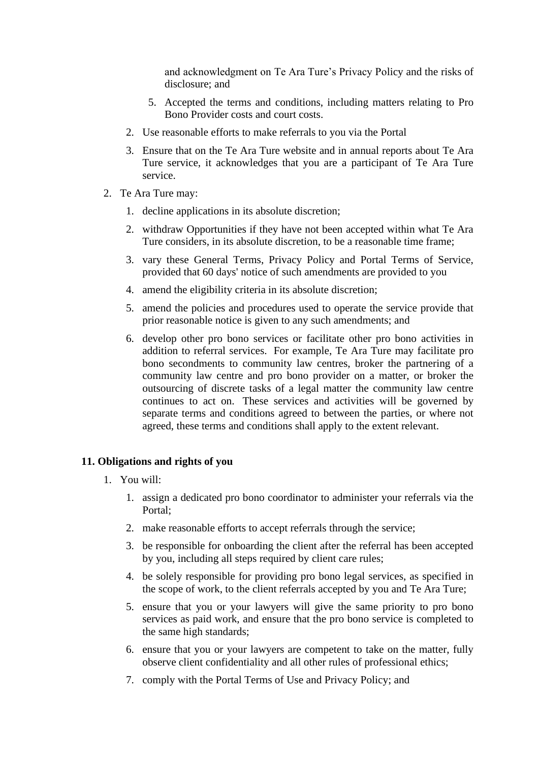and acknowledgment on Te Ara Ture's Privacy Policy and the risks of disclosure; and

        5. Accepted the terms and conditions, including matters relating to Pro Bono Provider costs and court costs.

    2. Use reasonable efforts to make referrals to you via the Portal

    3. Ensure that on the Te Ara Ture website and in annual reports about Te Ara Ture service, it acknowledges that you are a participant of Te Ara Ture service.

2. Te Ara Ture may:

    1. decline applications in its absolute discretion;

    2. withdraw Opportunities if they have not been accepted within what Te Ara Ture considers, in its absolute discretion, to be a reasonable time frame;

    3. vary these General Terms, Privacy Policy and Portal Terms of Service, provided that 60 days' notice of such amendments are provided to you

    4. amend the eligibility criteria in its absolute discretion;

    5. amend the policies and procedures used to operate the service provide that prior reasonable notice is given to any such amendments; and

    6. develop other pro bono services or facilitate other pro bono activities in addition to referral services. For example, Te Ara Ture may facilitate pro bono secondments to community law centres, broker the partnering of a community law centre and pro bono provider on a matter, or broker the outsourcing of discrete tasks of a legal matter the community law centre continues to act on. These services and activities will be governed by separate terms and conditions agreed to between the parties, or where not agreed, these terms and conditions shall apply to the extent relevant.

## 11. Obligations and rights of you

1. You will:

    1. assign a dedicated pro bono coordinator to administer your referrals via the Portal;

    2. make reasonable efforts to accept referrals through the service;

    3. be responsible for onboarding the client after the referral has been accepted by you, including all steps required by client care rules;

    4. be solely responsible for providing pro bono legal services, as specified in the scope of work, to the client referrals accepted by you and Te Ara Ture;

    5. ensure that you or your lawyers will give the same priority to pro bono services as paid work, and ensure that the pro bono service is completed to the same high standards;

    6. ensure that you or your lawyers are competent to take on the matter, fully observe client confidentiality and all other rules of professional ethics;

    7. comply with the Portal Terms of Use and Privacy Policy; and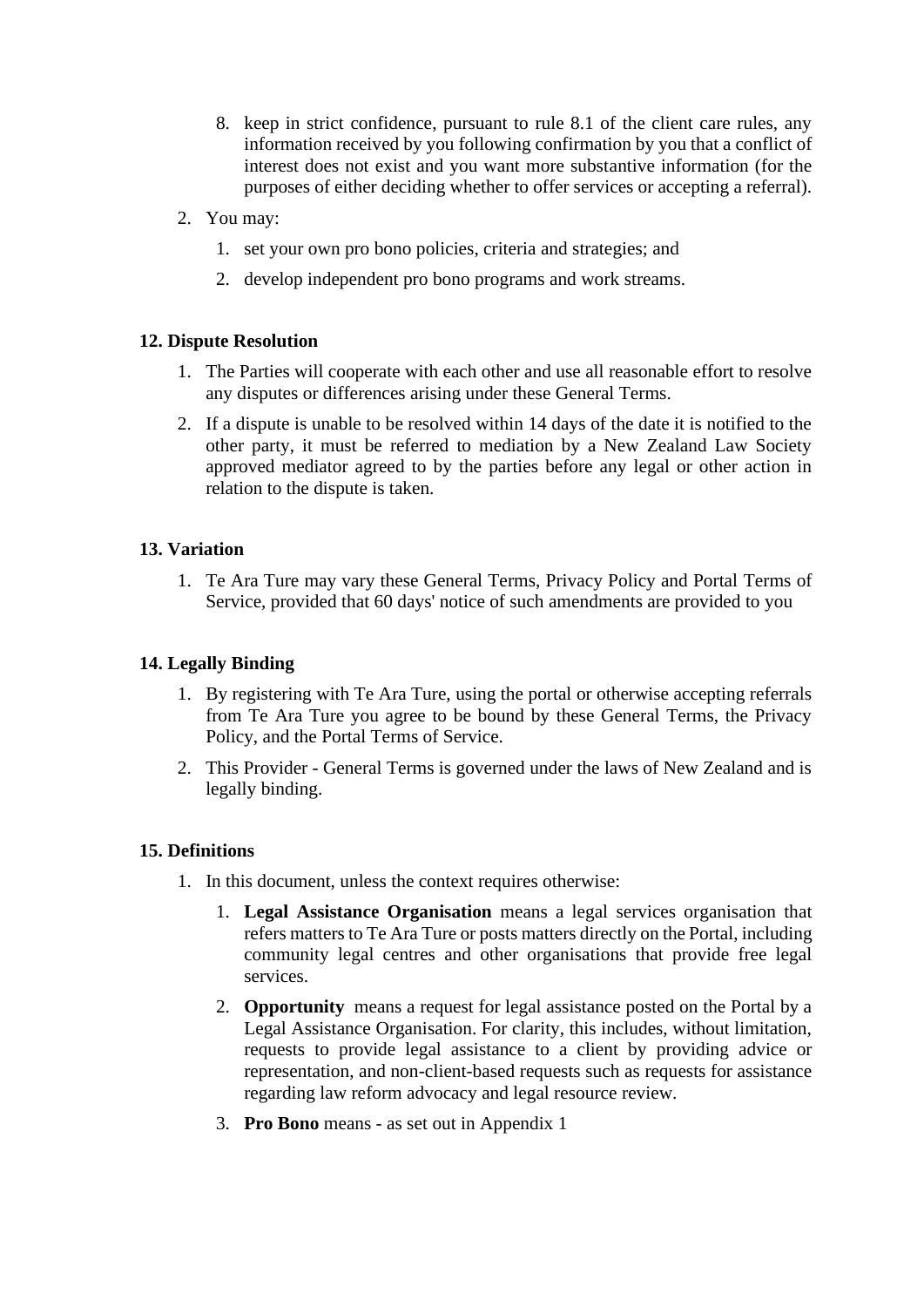8. keep in strict confidence, pursuant to rule 8.1 of the client care rules, any information received by you following confirmation by you that a conflict of interest does not exist and you want more substantive information (for the purposes of either deciding whether to offer services or accepting a referral).

2. You may:

    1. set your own pro bono policies, criteria and strategies; and
    2. develop independent pro bono programs and work streams.

**12. Dispute Resolution**

1. The Parties will cooperate with each other and use all reasonable effort to resolve any disputes or differences arising under these General Terms.
2. If a dispute is unable to be resolved within 14 days of the date it is notified to the other party, it must be referred to mediation by a New Zealand Law Society approved mediator agreed to by the parties before any legal or other action in relation to the dispute is taken.

**13. Variation**

1. Te Ara Ture may vary these General Terms, Privacy Policy and Portal Terms of Service, provided that 60 days' notice of such amendments are provided to you

**14. Legally Binding**

1. By registering with Te Ara Ture, using the portal or otherwise accepting referrals from Te Ara Ture you agree to be bound by these General Terms, the Privacy Policy, and the Portal Terms of Service.
2. This Provider - General Terms is governed under the laws of New Zealand and is legally binding.

**15. Definitions**

1. In this document, unless the context requires otherwise:

    1. **Legal Assistance Organisation** means a legal services organisation that refers matters to Te Ara Ture or posts matters directly on the Portal, including community legal centres and other organisations that provide free legal services.
    2. **Opportunity** means a request for legal assistance posted on the Portal by a Legal Assistance Organisation. For clarity, this includes, without limitation, requests to provide legal assistance to a client by providing advice or representation, and non-client-based requests such as requests for assistance regarding law reform advocacy and legal resource review.
    3. **Pro Bono** means - as set out in Appendix 1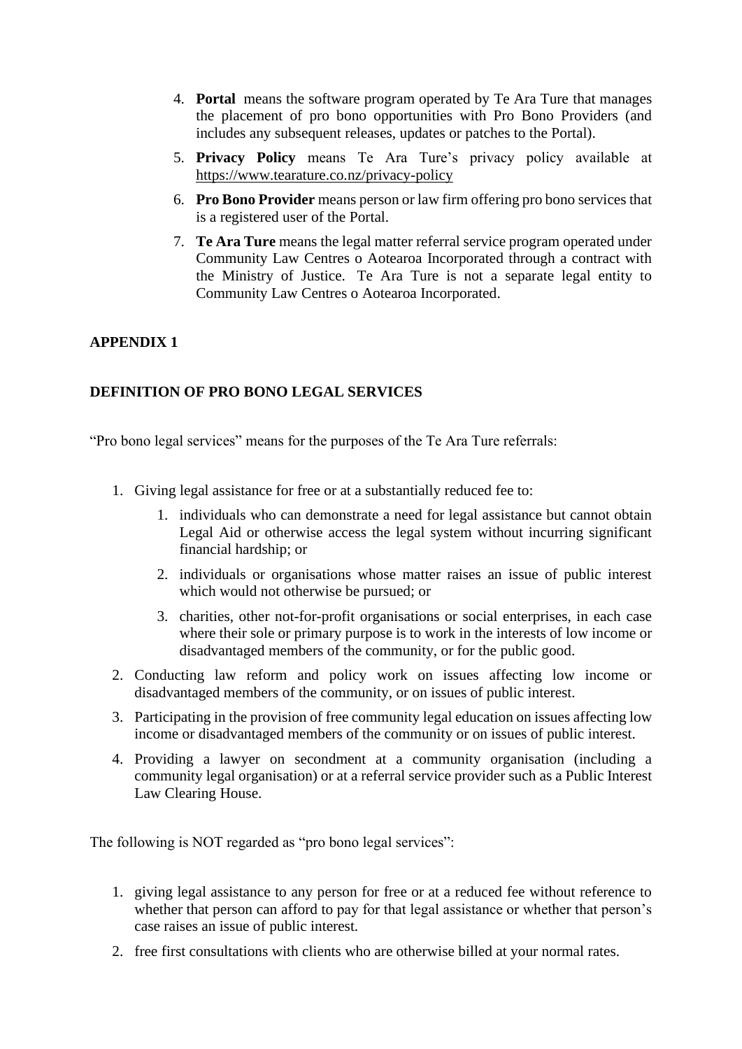4. **Portal** means the software program operated by Te Ara Ture that manages the placement of pro bono opportunities with Pro Bono Providers (and includes any subsequent releases, updates or patches to the Portal).
5. **Privacy Policy** means Te Ara Ture's privacy policy available at https://www.tearature.co.nz/privacy-policy
6. **Pro Bono Provider** means person or law firm offering pro bono services that is a registered user of the Portal.
7. **Te Ara Ture** means the legal matter referral service program operated under Community Law Centres o Aotearoa Incorporated through a contract with the Ministry of Justice. Te Ara Ture is not a separate legal entity to Community Law Centres o Aotearoa Incorporated.

## APPENDIX 1

## DEFINITION OF PRO BONO LEGAL SERVICES

"Pro bono legal services" means for the purposes of the Te Ara Ture referrals:

1. Giving legal assistance for free or at a substantially reduced fee to:
    1. individuals who can demonstrate a need for legal assistance but cannot obtain Legal Aid or otherwise access the legal system without incurring significant financial hardship; or
    2. individuals or organisations whose matter raises an issue of public interest which would not otherwise be pursued; or
    3. charities, other not-for-profit organisations or social enterprises, in each case where their sole or primary purpose is to work in the interests of low income or disadvantaged members of the community, or for the public good.
2. Conducting law reform and policy work on issues affecting low income or disadvantaged members of the community, or on issues of public interest.
3. Participating in the provision of free community legal education on issues affecting low income or disadvantaged members of the community or on issues of public interest.
4. Providing a lawyer on secondment at a community organisation (including a community legal organisation) or at a referral service provider such as a Public Interest Law Clearing House.

The following is NOT regarded as "pro bono legal services":

1. giving legal assistance to any person for free or at a reduced fee without reference to whether that person can afford to pay for that legal assistance or whether that person's case raises an issue of public interest.
2. free first consultations with clients who are otherwise billed at your normal rates.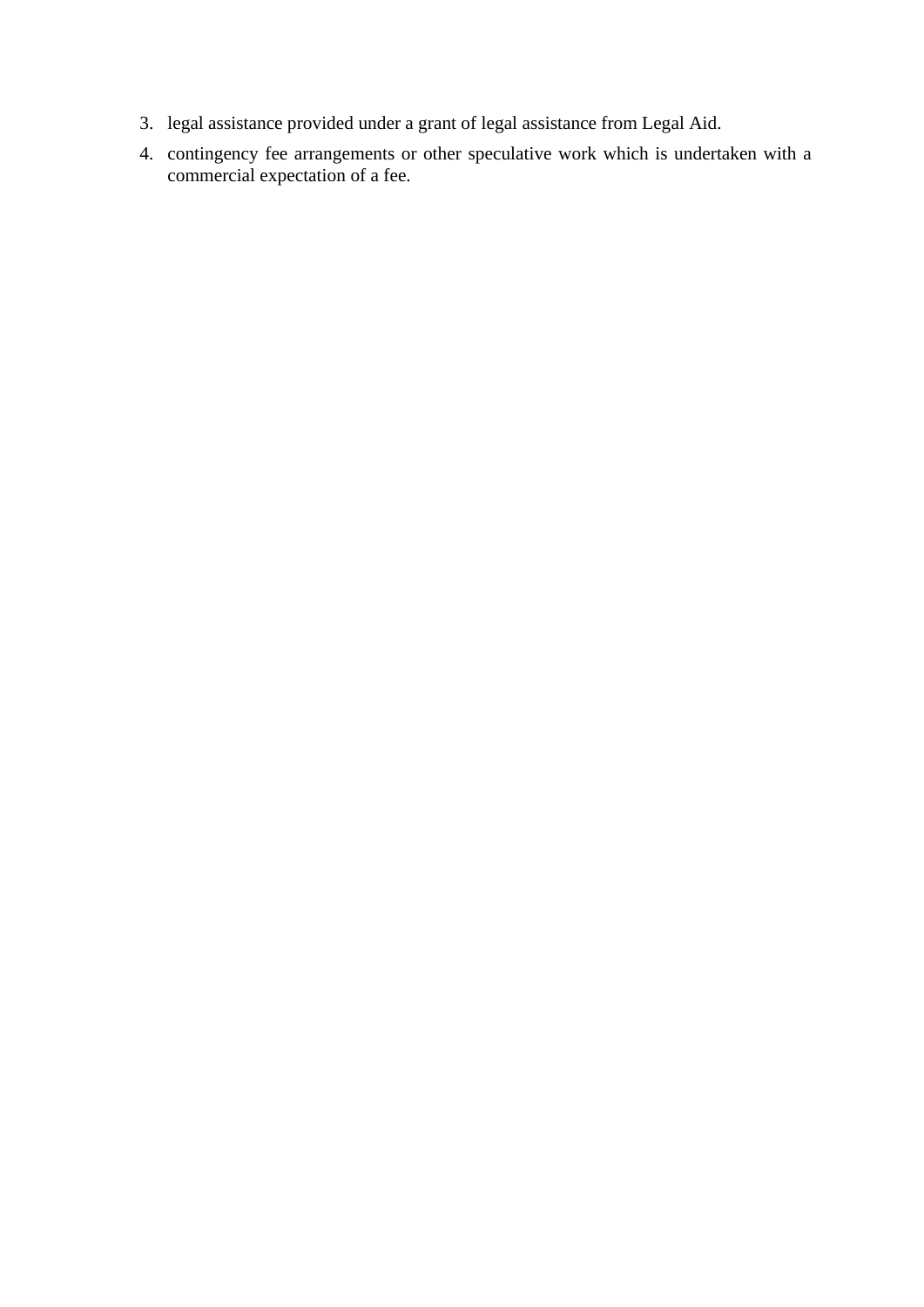3. legal assistance provided under a grant of legal assistance from Legal Aid.
4. contingency fee arrangements or other speculative work which is undertaken with a commercial expectation of a fee.